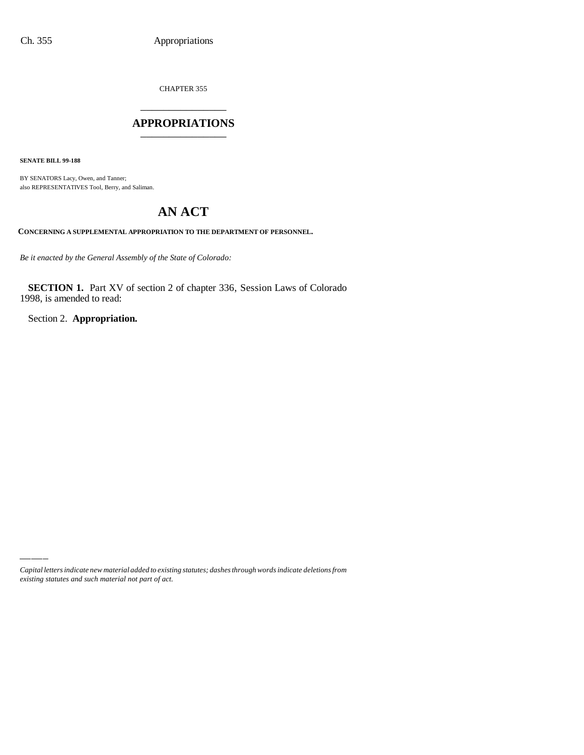CHAPTER 355

# APPROPRIATIONS

**SENATE BILL 99-188**

BY SENATORS Lacy, Owen, and Tanner;
also REPRESENTATIVES Tool, Berry, and Saliman.

# AN ACT

**CONCERNING A SUPPLEMENTAL APPROPRIATION TO THE DEPARTMENT OF PERSONNEL.**

*Be it enacted by the General Assembly of the State of Colorado:*

**SECTION 1.** Part XV of section 2 of chapter 336, Session Laws of Colorado 1998, is amended to read:

Section 2. **Appropriation.**

*Capital letters indicate new material added to existing statutes; dashes through words indicate deletions from existing statutes and such material not part of act.*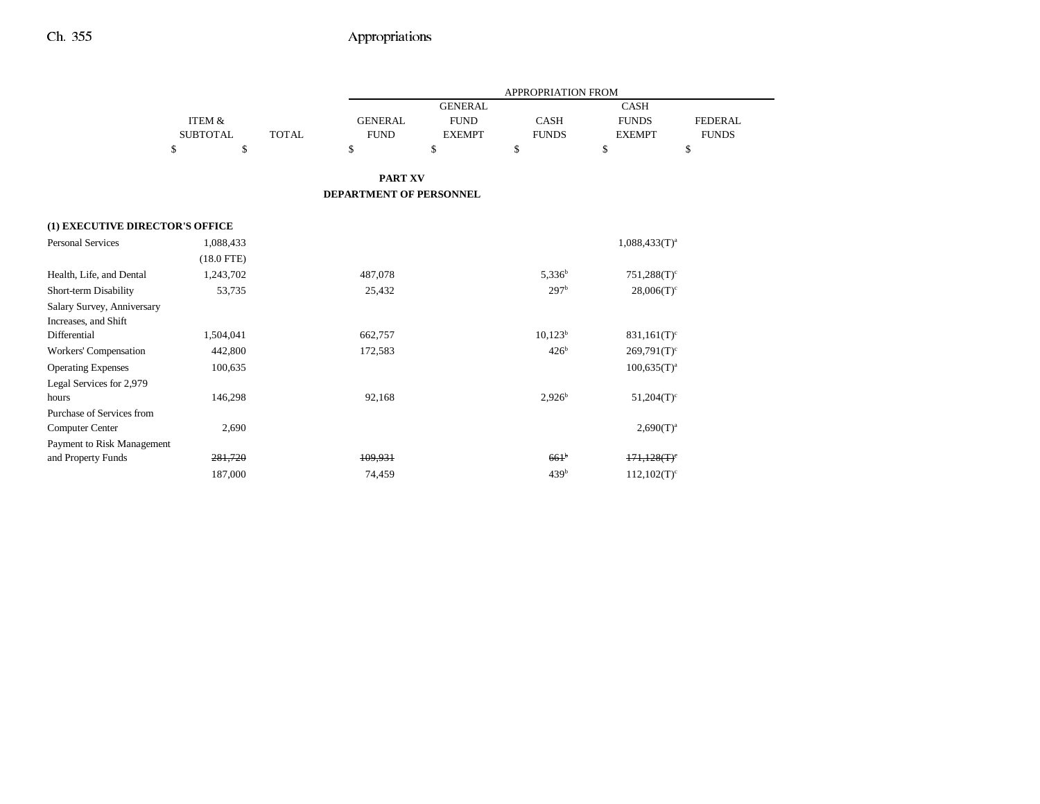## PART XV
## DEPARTMENT OF PERSONNEL

| | ITEM & SUBTOTAL | TOTAL | GENERAL FUND | GENERAL FUND EXEMPT | CASH FUNDS | CASH FUNDS EXEMPT | FEDERAL FUNDS |
|---|---|---|---|---|---|---|---|
| | $ | $ | $ | $ | $ | $ | $ |
| **(1) EXECUTIVE DIRECTOR'S OFFICE** | | | | | | | |
| Personal Services | 1,088,433 | | | | | 1,088,433(T)[a] | |
| | (18.0 FTE) | | | | | | |
| Health, Life, and Dental | 1,243,702 | | 487,078 | | 5,336[b] | 751,288(T)[c] | |
| Short-term Disability | 53,735 | | 25,432 | | 297[b] | 28,006(T)[c] | |
| Salary Survey, Anniversary Increases, and Shift Differential | 1,504,041 | | 662,757 | | 10,123[b] | 831,161(T)[c] | |
| Workers' Compensation | 442,800 | | 172,583 | | 426[b] | 269,791(T)[c] | |
| Operating Expenses | 100,635 | | | | | 100,635(T)[a] | |
| Legal Services for 2,979 hours | 146,298 | | 92,168 | | 2,926[b] | 51,204(T)[c] | |
| Purchase of Services from Computer Center | 2,690 | | | | | 2,690(T)[a] | |
| Payment to Risk Management and Property Funds | ~~281,720~~ | | ~~109,931~~ | | ~~661[b]~~ | ~~171,128(T)[c]~~ | |
| | 187,000 | | 74,459 | | 439[b] | 112,102(T)[c] | |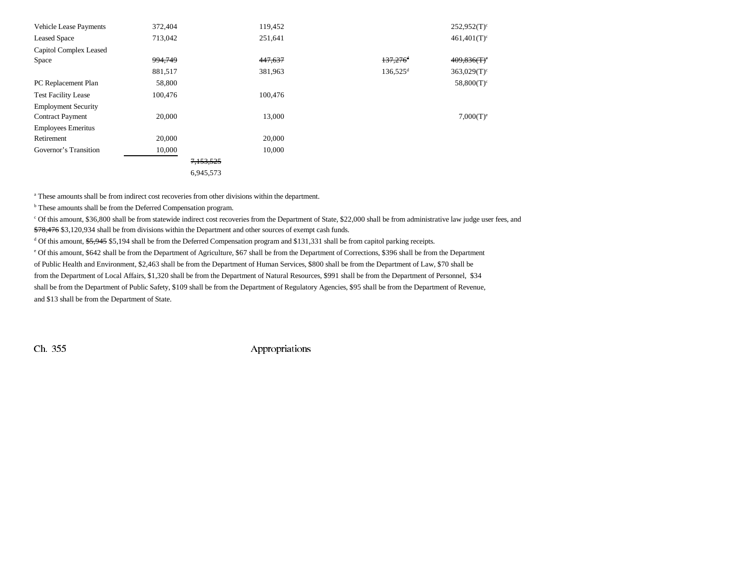| | | | | | | |
|---|---|---|---|---|---|---|
| Vehicle Lease Payments | 372,404 | | 119,452 | | | 252,952(T)[c] |
| Leased Space | 713,042 | | 251,641 | | | 461,401(T)[c] |
| Capitol Complex Leased Space | ~~994,749~~ | | ~~447,637~~ | | ~~137,276~~[d] | ~~409,836(T)~~[c] |
| | 881,517 | | 381,963 | | 136,525[d] | 363,029(T)[c] |
| PC Replacement Plan | 58,800 | | | | | 58,800(T)[c] |
| Test Facility Lease | 100,476 | | 100,476 | | | |
| Employment Security Contract Payment | 20,000 | | 13,000 | | | 7,000(T)[e] |
| Employees Emeritus Retirement | 20,000 | | 20,000 | | | |
| Governor's Transition | 10,000 | | 10,000 | | | |
| | | ~~7,153,525~~ | | | | |
| | | 6,945,573 | | | | |

[a] These amounts shall be from indirect cost recoveries from other divisions within the department.

[b] These amounts shall be from the Deferred Compensation program.

[c] Of this amount, $36,800 shall be from statewide indirect cost recoveries from the Department of State, $22,000 shall be from administrative law judge user fees, and ~~$78,476~~ $3,120,934 shall be from divisions within the Department and other sources of exempt cash funds.

[d] Of this amount, ~~$5,945~~ $5,194 shall be from the Deferred Compensation program and $131,331 shall be from capitol parking receipts.

[e] Of this amount, $642 shall be from the Department of Agriculture, $67 shall be from the Department of Corrections, $396 shall be from the Department of Public Health and Environment, $2,463 shall be from the Department of Human Services, $800 shall be from the Department of Law, $70 shall be from the Department of Local Affairs, $1,320 shall be from the Department of Natural Resources, $991 shall be from the Department of Personnel, $34 shall be from the Department of Public Safety, $109 shall be from the Department of Regulatory Agencies, $95 shall be from the Department of Revenue, and $13 shall be from the Department of State.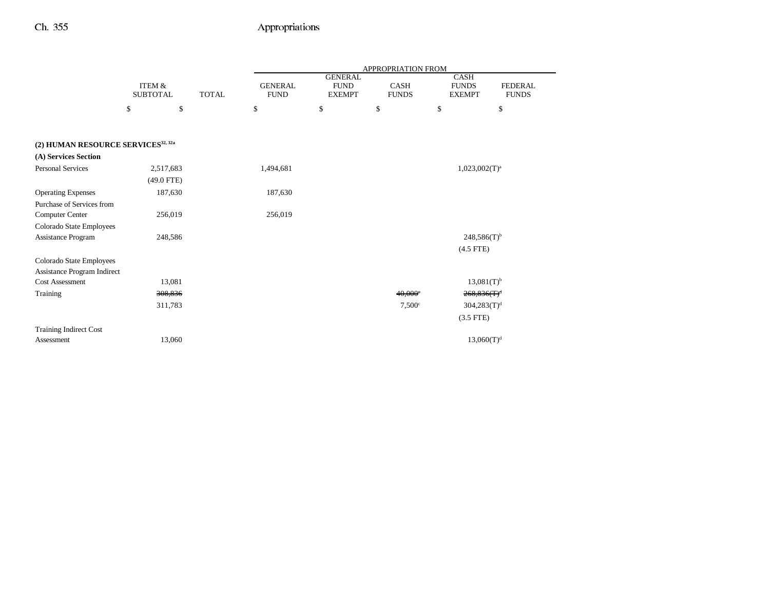| | ITEM & SUBTOTAL | TOTAL | GENERAL FUND | GENERAL FUND EXEMPT | CASH FUNDS | CASH FUNDS EXEMPT | FEDERAL FUNDS |
|---|---|---|---|---|---|---|---|
| | | | APPROPRIATION FROM | | | | |
| | $ | $ | $ | $ | $ | $ | $ |
| **(2) HUMAN RESOURCE SERVICES**[32, 32a] | | | | | | | |
| **(A) Services Section** | | | | | | | |
| Personal Services | 2,517,683 | | 1,494,681 | | | 1,023,002(T)[a] | |
| | (49.0 FTE) | | | | | | |
| Operating Expenses | 187,630 | | 187,630 | | | | |
| Purchase of Services from Computer Center | 256,019 | | 256,019 | | | | |
| Colorado State Employees Assistance Program | 248,586 | | | | | 248,586(T)[b] | |
| | | | | | | (4.5 FTE) | |
| Colorado State Employees Assistance Program Indirect Cost Assessment | 13,081 | | | | | 13,081(T)[b] | |
| Training | ~~308,836~~ | | | | ~~40,000~~[c] | ~~268,836(T)~~[d] | |
| | 311,783 | | | | 7,500[c] | 304,283(T)[d] | |
| | | | | | | (3.5 FTE) | |
| Training Indirect Cost Assessment | 13,060 | | | | | 13,060(T)[d] | |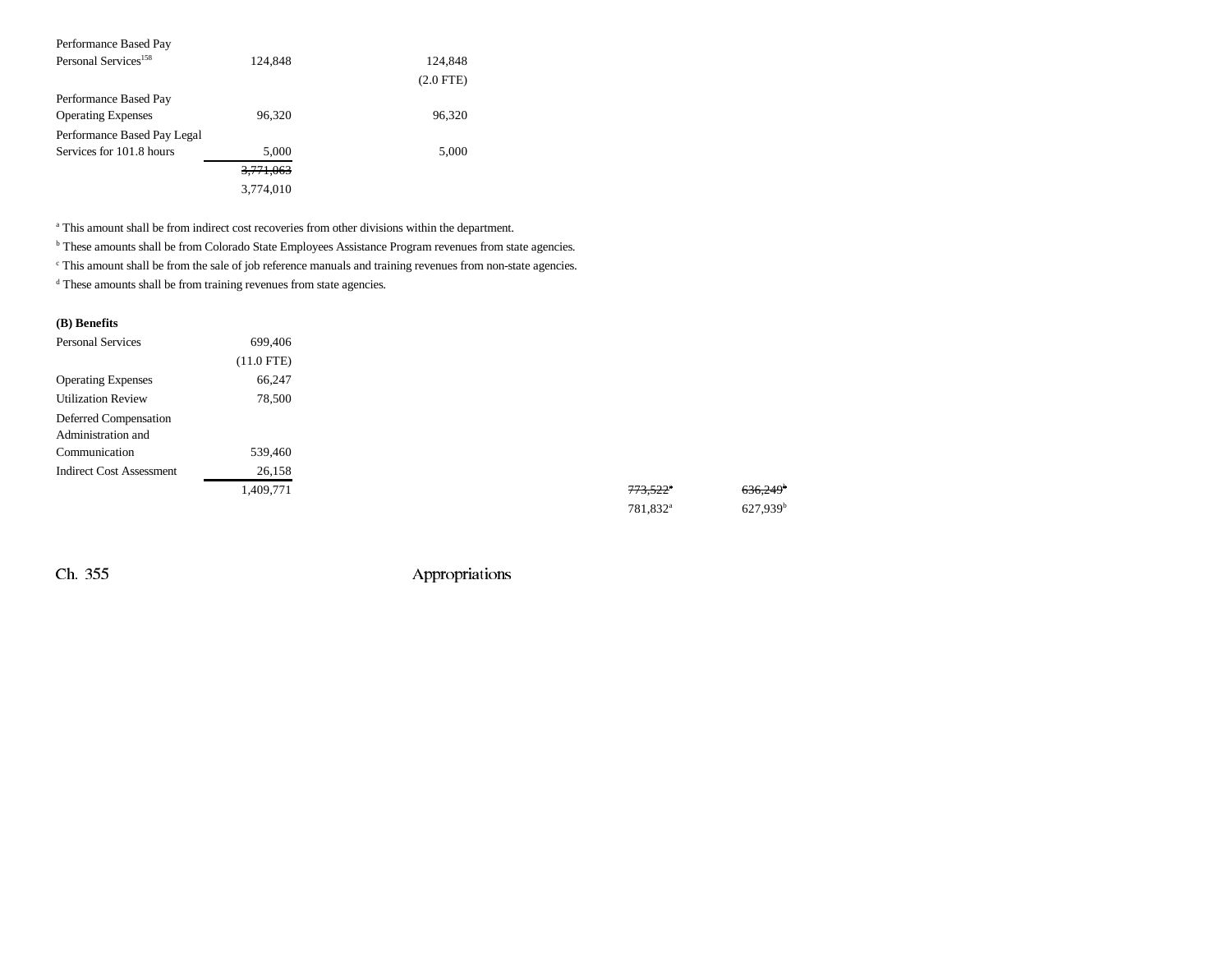| | | | | |
|---|---|---|---|---|
| Performance Based Pay Personal Services[158] | 124,848 | 124,848 (2.0 FTE) | | |
| Performance Based Pay Operating Expenses | 96,320 | 96,320 | | |
| Performance Based Pay Legal Services for 101.8 hours | 5,000 | 5,000 | | |
| | ~~3,771,063~~ 3,774,010 | | | |

[a] This amount shall be from indirect cost recoveries from other divisions within the department.

[b] These amounts shall be from Colorado State Employees Assistance Program revenues from state agencies.

[c] This amount shall be from the sale of job reference manuals and training revenues from non-state agencies.

[d] These amounts shall be from training revenues from state agencies.

**(B) Benefits**

| | | | | |
|---|---|---|---|---|
| Personal Services | 699,406 (11.0 FTE) | | | |
| Operating Expenses | 66,247 | | | |
| Utilization Review | 78,500 | | | |
| Deferred Compensation Administration and Communication | 539,460 | | | |
| Indirect Cost Assessment | 26,158 | | | |
| | 1,409,771 | | ~~773,522~~[a] 781,832[a] | ~~636,249~~[b] 627,939[b] |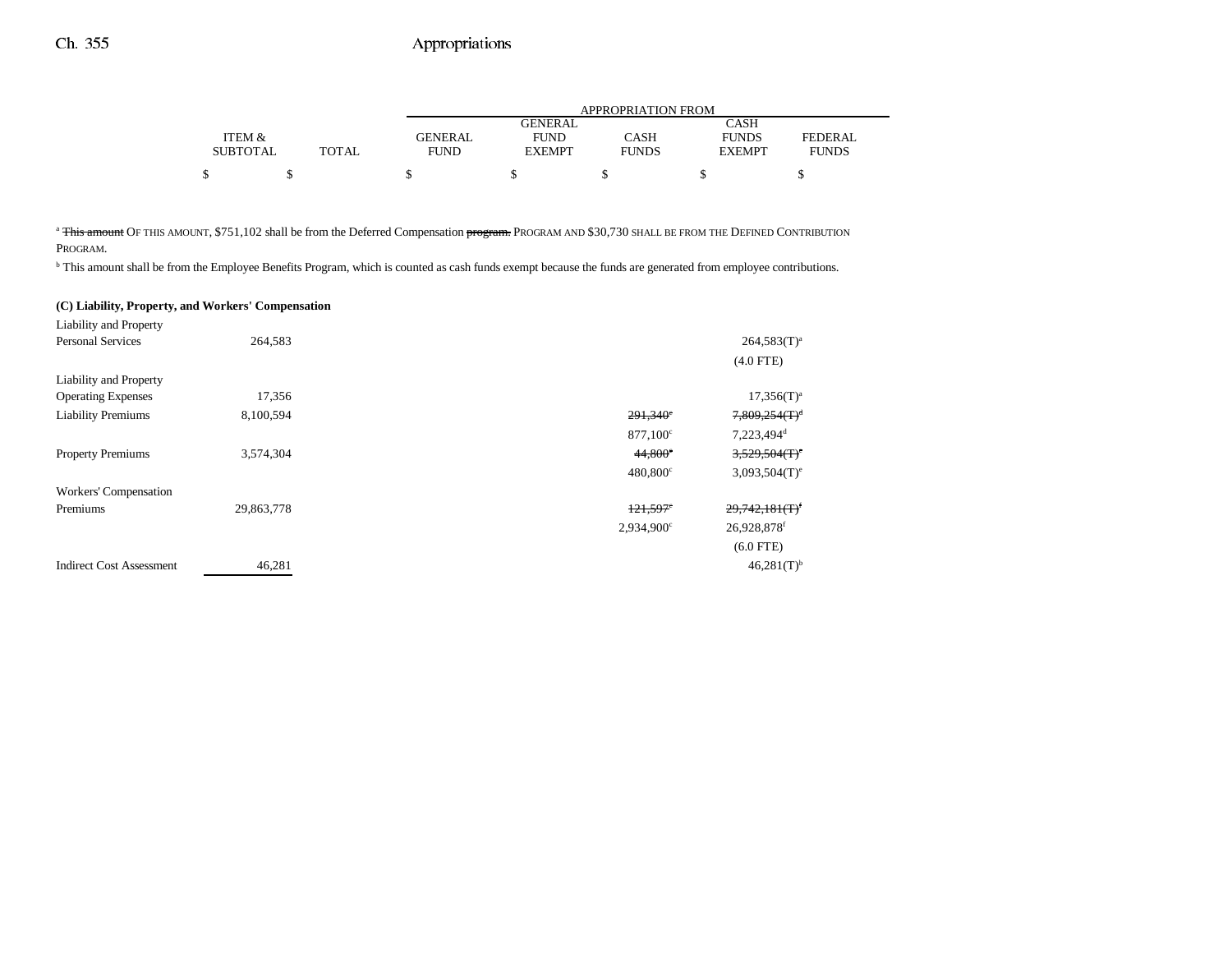| | ITEM & SUBTOTAL | TOTAL | GENERAL FUND | GENERAL FUND EXEMPT | CASH FUNDS | CASH FUNDS EXEMPT | FEDERAL FUNDS |
|---|---|---|---|---|---|---|---|
| | $ | $ | $ | $ | $ | $ | $ |

[a] ~~This amount~~ OF THIS AMOUNT, $751,102 shall be from the Deferred Compensation ~~program.~~ PROGRAM AND $30,730 SHALL BE FROM THE DEFINED CONTRIBUTION PROGRAM.

[b] This amount shall be from the Employee Benefits Program, which is counted as cash funds exempt because the funds are generated from employee contributions.

**(C) Liability, Property, and Workers' Compensation**

| | ITEM & SUBTOTAL | TOTAL | GENERAL FUND | GENERAL FUND EXEMPT | CASH FUNDS | CASH FUNDS EXEMPT | FEDERAL FUNDS |
|---|---|---|---|---|---|---|---|
| Liability and Property Personal Services | 264,583 | | | | | 264,583(T)[a] | |
| | | | | | | (4.0 FTE) | |
| Liability and Property Operating Expenses | 17,356 | | | | | 17,356(T)[a] | |
| Liability Premiums | 8,100,594 | | | | ~~291,340~~[c] | ~~7,809,254(T)~~[d] | |
| | | | | | 877,100[c] | 7,223,494[d] | |
| Property Premiums | 3,574,304 | | | | ~~44,800~~[c] | ~~3,529,504(T)~~[e] | |
| | | | | | 480,800[c] | 3,093,504(T)[e] | |
| Workers' Compensation Premiums | 29,863,778 | | | | ~~121,597~~[c] | ~~29,742,181(T)~~[f] | |
| | | | | | 2,934,900[c] | 26,928,878[f] | |
| | | | | | | (6.0 FTE) | |
| Indirect Cost Assessment | 46,281 | | | | | 46,281(T)[b] | |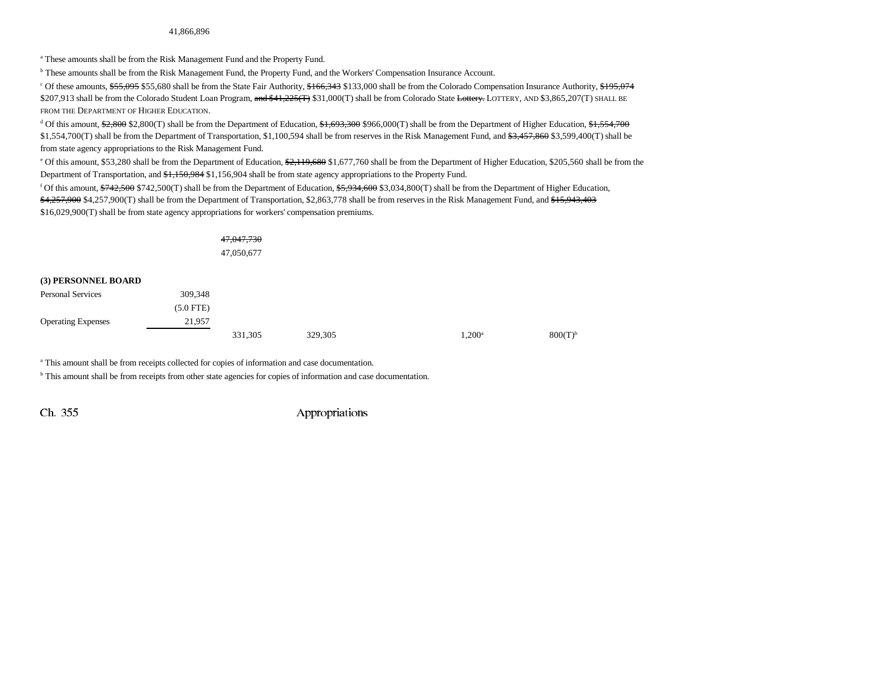41,866,896

[a] These amounts shall be from the Risk Management Fund and the Property Fund.

[b] These amounts shall be from the Risk Management Fund, the Property Fund, and the Workers' Compensation Insurance Account.

[c] Of these amounts, ~~$55,095~~ $55,680 shall be from the State Fair Authority, ~~$166,343~~ $133,000 shall be from the Colorado Compensation Insurance Authority, ~~$195,074~~ $207,913 shall be from the Colorado Student Loan Program, ~~and $41,225(T)~~ $31,000(T) shall be from Colorado State ~~Lottery.~~ LOTTERY, AND $3,865,207(T) SHALL BE FROM THE DEPARTMENT OF HIGHER EDUCATION.

[d] Of this amount, ~~$2,800~~ $2,800(T) shall be from the Department of Education, ~~$1,693,300~~ $966,000(T) shall be from the Department of Higher Education, ~~$1,554,700~~ $1,554,700(T) shall be from the Department of Transportation, $1,100,594 shall be from reserves in the Risk Management Fund, and ~~$3,457,860~~ $3,599,400(T) shall be from state agency appropriations to the Risk Management Fund.

[e] Of this amount, $53,280 shall be from the Department of Education, ~~$2,119,680~~ $1,677,760 shall be from the Department of Higher Education, $205,560 shall be from the Department of Transportation, and ~~$1,150,984~~ $1,156,904 shall be from state agency appropriations to the Property Fund.

[f] Of this amount, ~~$742,500~~ $742,500(T) shall be from the Department of Education, ~~$5,934,600~~ $3,034,800(T) shall be from the Department of Higher Education, ~~$4,257,900~~ $4,257,900(T) shall be from the Department of Transportation, $2,863,778 shall be from reserves in the Risk Management Fund, and ~~$15,943,403~~ $16,029,900(T) shall be from state agency appropriations for workers' compensation premiums.

~~47,047,730~~
47,050,677

**(3) PERSONNEL BOARD**

| | | | | | |
|---|---|---|---|---|---|
| Personal Services | 309,348 | | | | |
| | (5.0 FTE) | | | | |
| Operating Expenses | 21,957 | | | | |
| | | 331,305 | 329,305 | 1,200[a] | 800(T)[b] |

[a] This amount shall be from receipts collected for copies of information and case documentation.

[b] This amount shall be from receipts from other state agencies for copies of information and case documentation.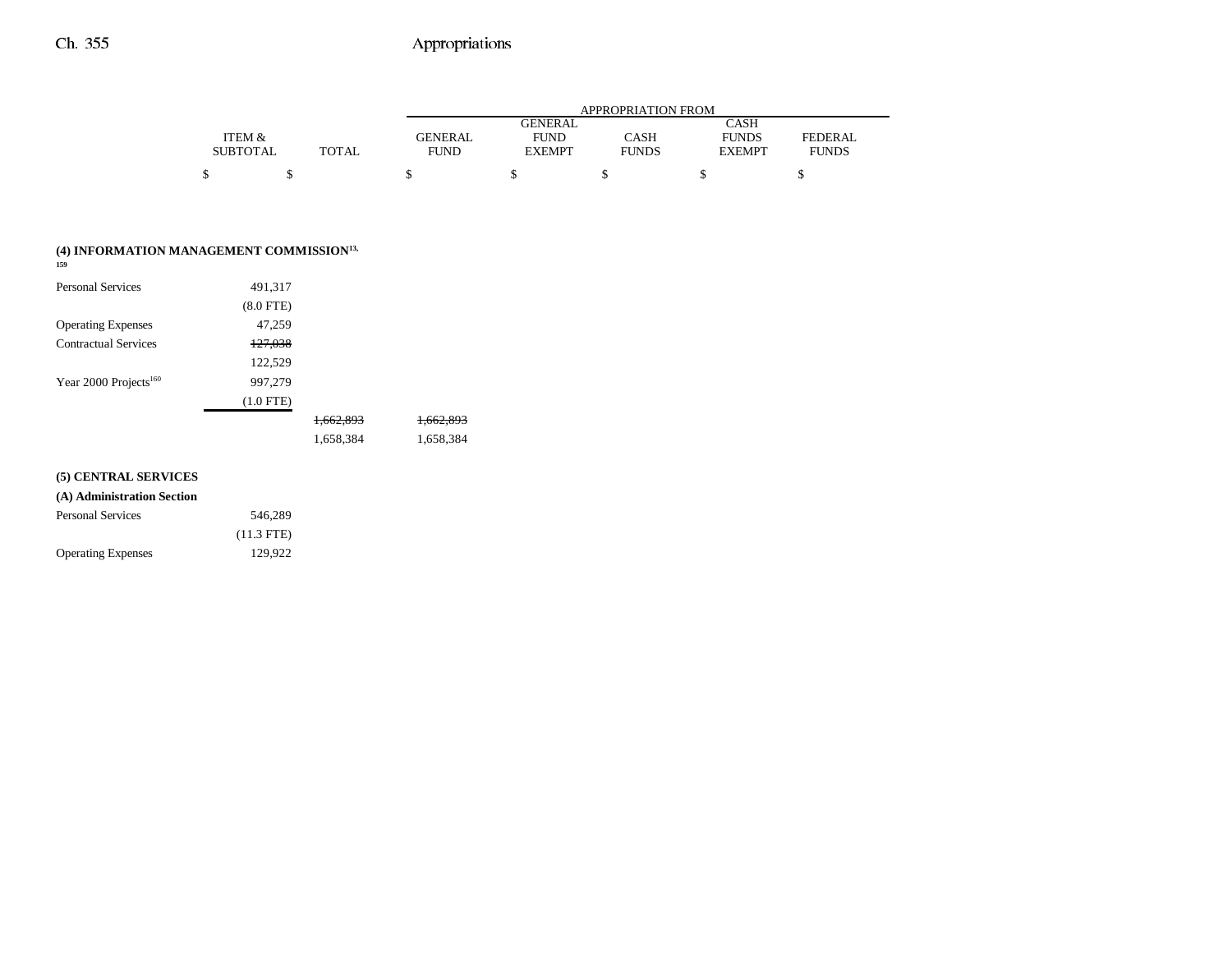| | ITEM & SUBTOTAL | TOTAL | APPROPRIATION FROM GENERAL FUND | GENERAL FUND EXEMPT | CASH FUNDS | CASH FUNDS EXEMPT | FEDERAL FUNDS |
|---|---|---|---|---|---|---|---|
| | $ | $ | $ | $ | $ | $ | $ |
| **(4) INFORMATION MANAGEMENT COMMISSION**[13, 159] | | | | | | | |
| Personal Services | 491,317 | | | | | | |
| | (8.0 FTE) | | | | | | |
| Operating Expenses | 47,259 | | | | | | |
| Contractual Services | ~~127,038~~ | | | | | | |
| | 122,529 | | | | | | |
| Year 2000 Projects[160] | 997,279 | | | | | | |
| | (1.0 FTE) | | | | | | |
| | | ~~1,662,893~~ | ~~1,662,893~~ | | | | |
| | | 1,658,384 | 1,658,384 | | | | |
| **(5) CENTRAL SERVICES** | | | | | | | |
| **(A) Administration Section** | | | | | | | |
| Personal Services | 546,289 | | | | | | |
| | (11.3 FTE) | | | | | | |
| Operating Expenses | 129,922 | | | | | | |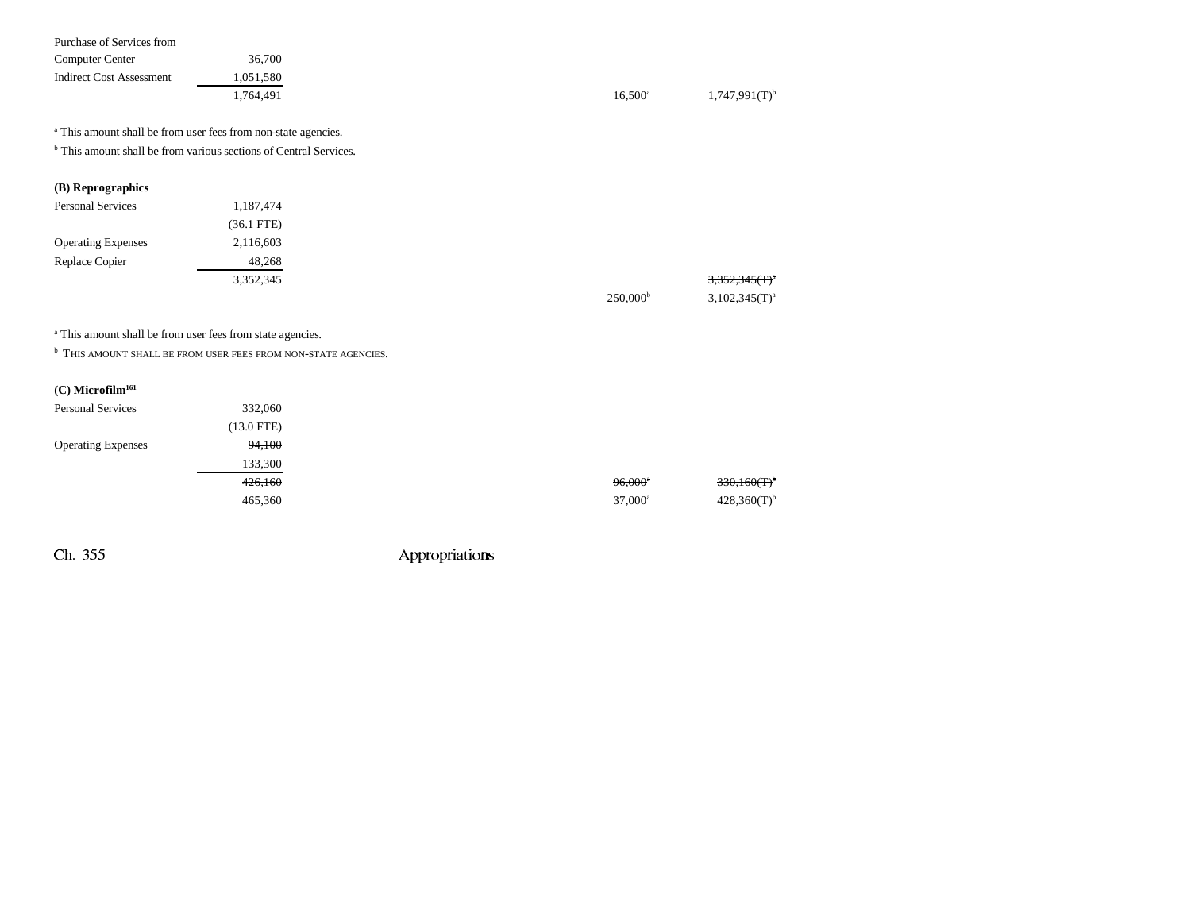| | | | |
|---|---|---|---|
| Purchase of Services from Computer Center | 36,700 | | |
| Indirect Cost Assessment | 1,051,580 | | |
| | 1,764,491 | 16,500[a] | 1,747,991(T)[b] |

[a] This amount shall be from user fees from non-state agencies.

[b] This amount shall be from various sections of Central Services.

**(B) Reprographics**

| | | | |
|---|---|---|---|
| Personal Services | 1,187,474 | | |
| | (36.1 FTE) | | |
| Operating Expenses | 2,116,603 | | |
| Replace Copier | 48,268 | | |
| | 3,352,345 | | ~~3,352,345(T)[a]~~ |
| | | 250,000[b] | 3,102,345(T)[a] |

[a] This amount shall be from user fees from state agencies.

[b] THIS AMOUNT SHALL BE FROM USER FEES FROM NON-STATE AGENCIES.

**(C) Microfilm[161]**

| | | | |
|---|---|---|---|
| Personal Services | 332,060 | | |
| | (13.0 FTE) | | |
| Operating Expenses | ~~94,100~~ | | |
| | 133,300 | | |
| | ~~426,160~~ | ~~96,000[a]~~ | ~~330,160(T)[b]~~ |
| | 465,360 | 37,000[a] | 428,360(T)[b] |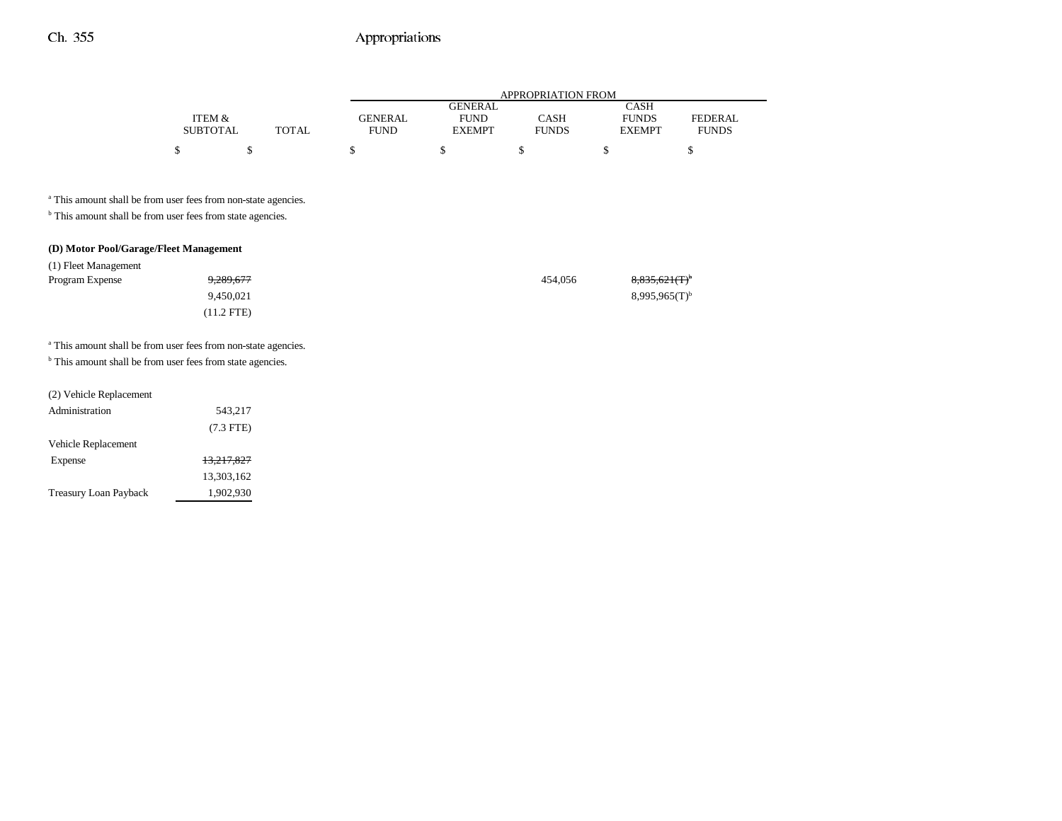| | ITEM & SUBTOTAL | TOTAL | GENERAL FUND | GENERAL FUND EXEMPT | CASH FUNDS | CASH FUNDS EXEMPT | FEDERAL FUNDS |
|---|---|---|---|---|---|---|---|
| | $ | $ | $ | $ | $ | $ | $ |

[a] This amount shall be from user fees from non-state agencies.

[b] This amount shall be from user fees from state agencies.

**(D) Motor Pool/Garage/Fleet Management**

| | ITEM & SUBTOTAL | TOTAL | GENERAL FUND | GENERAL FUND EXEMPT | CASH FUNDS | CASH FUNDS EXEMPT | FEDERAL FUNDS |
|---|---|---|---|---|---|---|---|
| (1) Fleet Management Program Expense | ~~9,289,677~~ | | | | 454,056 | ~~8,835,621(T)~~[b] | |
| | 9,450,021 | | | | | 8,995,965(T)[b] | |
| | (11.2 FTE) | | | | | | |

[a] This amount shall be from user fees from non-state agencies.

[b] This amount shall be from user fees from state agencies.

| | ITEM & SUBTOTAL | TOTAL | GENERAL FUND | GENERAL FUND EXEMPT | CASH FUNDS | CASH FUNDS EXEMPT | FEDERAL FUNDS |
|---|---|---|---|---|---|---|---|
| (2) Vehicle Replacement | | | | | | | |
| Administration | 543,217 | | | | | | |
| | (7.3 FTE) | | | | | | |
| Vehicle Replacement Expense | ~~13,217,827~~ | | | | | | |
| | 13,303,162 | | | | | | |
| Treasury Loan Payback | 1,902,930 | | | | | | |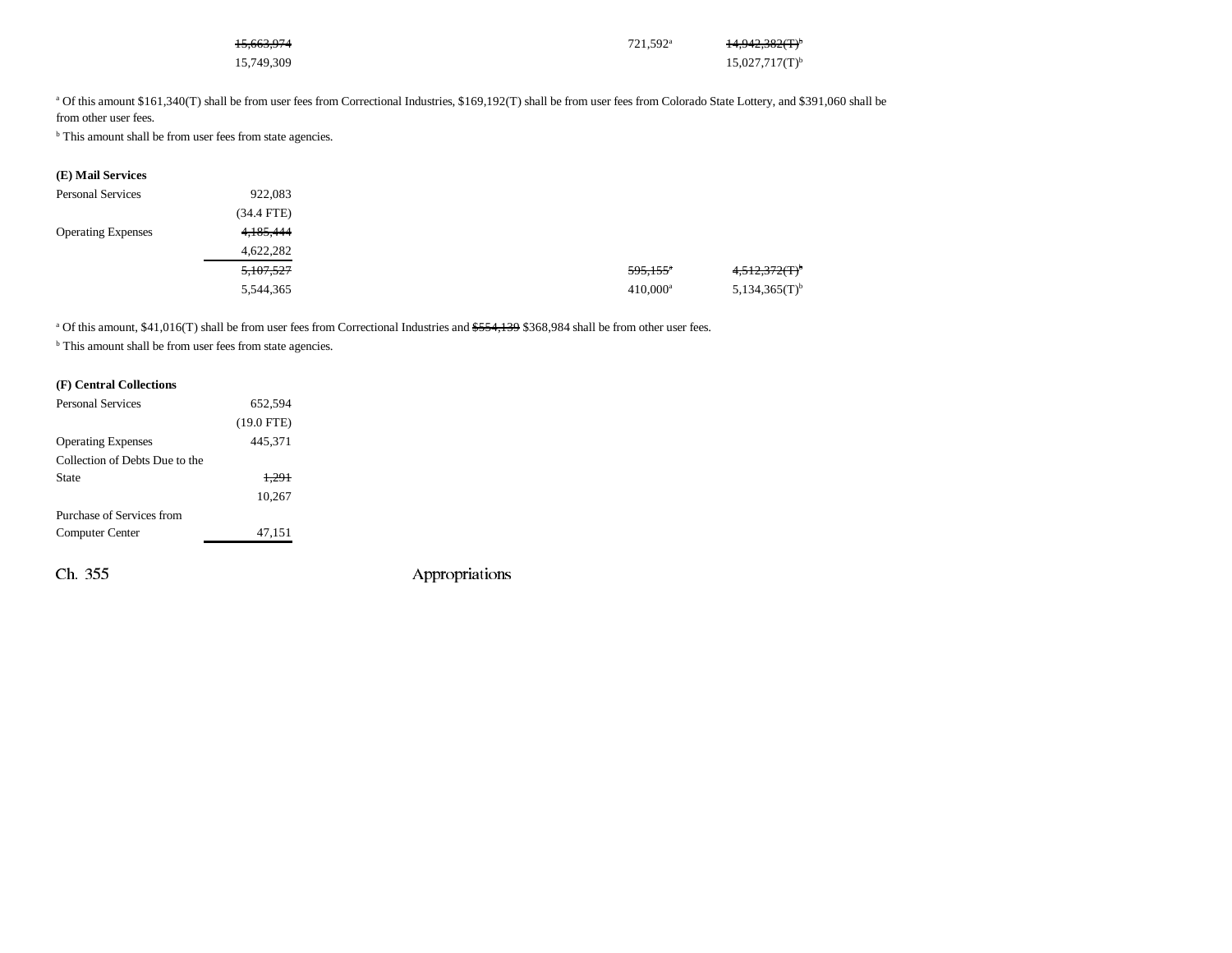| | | | |
|---|---|---|---|
| | ~~15,663,974~~ | 721,592[a] | ~~14,942,382(T)[b]~~ |
| | 15,749,309 | | 15,027,717(T)[b] |

[a] Of this amount $161,340(T) shall be from user fees from Correctional Industries, $169,192(T) shall be from user fees from Colorado State Lottery, and $391,060 shall be from other user fees.

[b] This amount shall be from user fees from state agencies.

**(E) Mail Services**

| | | | |
|---|---|---|---|
| Personal Services | 922,083 | | |
| | (34.4 FTE) | | |
| Operating Expenses | ~~4,185,444~~ | | |
| | 4,622,282 | | |
| | ~~5,107,527~~ | ~~595,155[a]~~ | ~~4,512,372(T)[b]~~ |
| | 5,544,365 | 410,000[a] | 5,134,365(T)[b] |

[a] Of this amount, $41,016(T) shall be from user fees from Correctional Industries and ~~$554,139~~ $368,984 shall be from other user fees.

[b] This amount shall be from user fees from state agencies.

**(F) Central Collections**

| | |
|---|---|
| Personal Services | 652,594 |
| | (19.0 FTE) |
| Operating Expenses | 445,371 |
| Collection of Debts Due to the State | ~~1,291~~ |
| | 10,267 |
| Purchase of Services from Computer Center | 47,151 |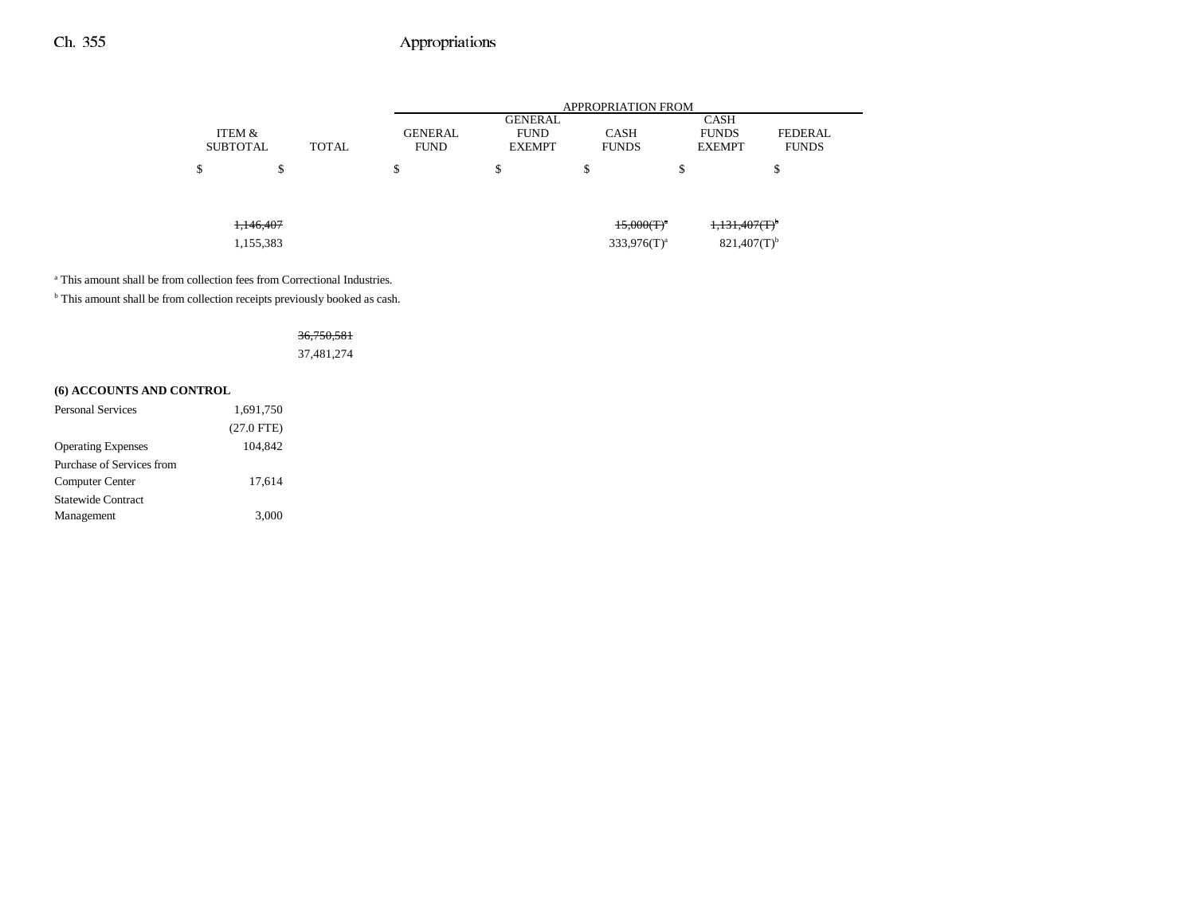| | ITEM & SUBTOTAL | TOTAL | APPROPRIATION FROM GENERAL FUND | GENERAL FUND EXEMPT | CASH FUNDS | CASH FUNDS EXEMPT | FEDERAL FUNDS |
|---|---|---|---|---|---|---|---|
| | $ | $ | $ | $ | $ | $ | $ |
| | ~~1,146,407~~ | | | | ~~15,000(T)~~[a] | ~~1,131,407(T)~~[b] | |
| | 1,155,383 | | | | 333,976(T)[a] | 821,407(T)[b] | |

[a] This amount shall be from collection fees from Correctional Industries.

[b] This amount shall be from collection receipts previously booked as cash.

| | ITEM & SUBTOTAL | TOTAL | GENERAL FUND | GENERAL FUND EXEMPT | CASH FUNDS | CASH FUNDS EXEMPT | FEDERAL FUNDS |
|---|---|---|---|---|---|---|---|
| | | ~~36,750,581~~ | | | | | |
| | | 37,481,274 | | | | | |
| **(6) ACCOUNTS AND CONTROL** | | | | | | | |
| Personal Services | 1,691,750 | | | | | | |
| | (27.0 FTE) | | | | | | |
| Operating Expenses | 104,842 | | | | | | |
| Purchase of Services from Computer Center | 17,614 | | | | | | |
| Statewide Contract Management | 3,000 | | | | | | |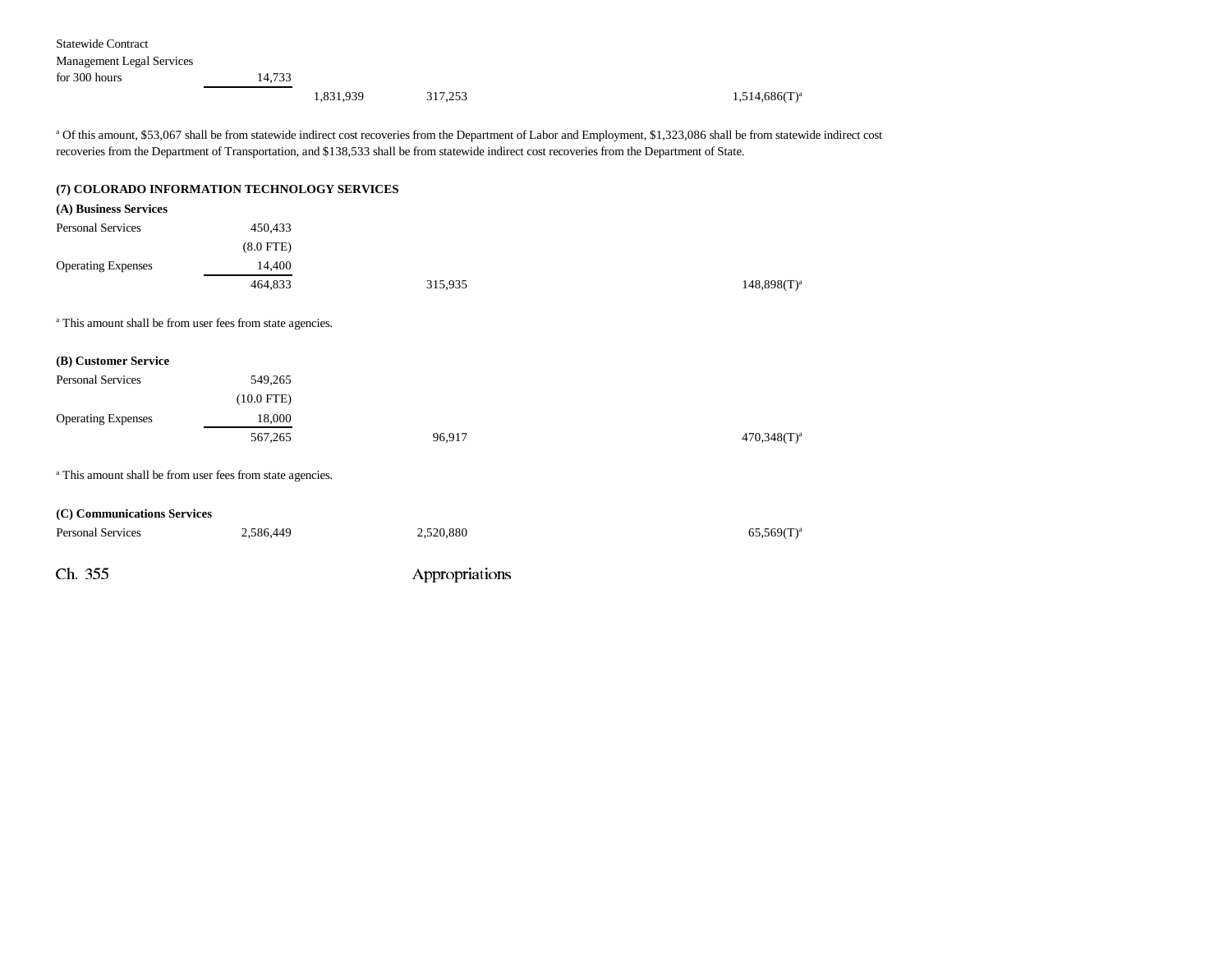| | | | | | |
|---|---|---|---|---|---|
| Statewide Contract Management Legal Services for 300 hours | 14,733 | | | | |
| | | 1,831,939 | 317,253 | | 1,514,686(T)[a] |

[a] Of this amount, $53,067 shall be from statewide indirect cost recoveries from the Department of Labor and Employment, $1,323,086 shall be from statewide indirect cost recoveries from the Department of Transportation, and $138,533 shall be from statewide indirect cost recoveries from the Department of State.

**(7) COLORADO INFORMATION TECHNOLOGY SERVICES**

**(A) Business Services**

| | | | | | |
|---|---|---|---|---|---|
| Personal Services | 450,433 | | | | |
| | (8.0 FTE) | | | | |
| Operating Expenses | 14,400 | | | | |
| | 464,833 | | 315,935 | | 148,898(T)[a] |

[a] This amount shall be from user fees from state agencies.

**(B) Customer Service**

| | | | | | |
|---|---|---|---|---|---|
| Personal Services | 549,265 | | | | |
| | (10.0 FTE) | | | | |
| Operating Expenses | 18,000 | | | | |
| | 567,265 | | 96,917 | | 470,348(T)[a] |

[a] This amount shall be from user fees from state agencies.

**(C) Communications Services**

| | | | | | |
|---|---|---|---|---|---|
| Personal Services | 2,586,449 | | 2,520,880 | | 65,569(T)[a] |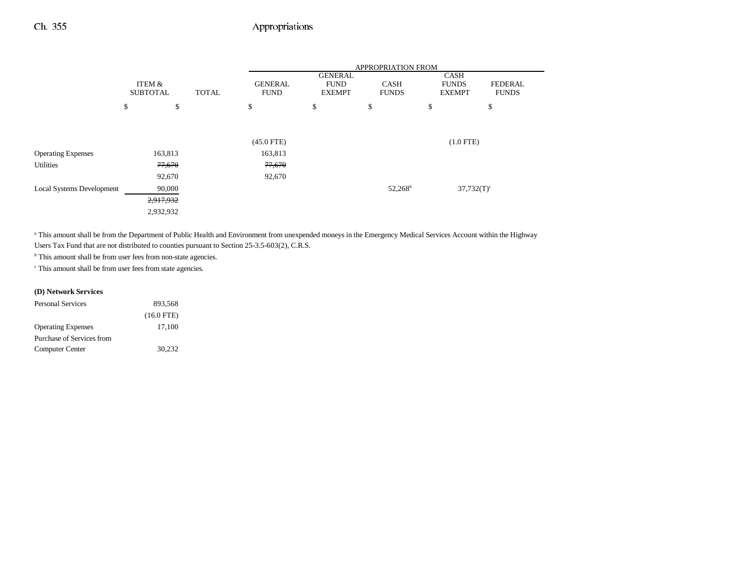| | ITEM & SUBTOTAL | TOTAL | APPROPRIATION FROM GENERAL FUND | GENERAL FUND EXEMPT | CASH FUNDS | CASH FUNDS EXEMPT | FEDERAL FUNDS |
|---|---|---|---|---|---|---|---|
| | $ | $ | $ | $ | $ | $ | $ |
| | | | (45.0 FTE) | | | (1.0 FTE) | |
| Operating Expenses | 163,813 | | 163,813 | | | | |
| Utilities | ~~77,670~~ | | ~~77,670~~ | | | | |
| | 92,670 | | 92,670 | | | | |
| Local Systems Development | 90,000 | | | | 52,268[b] | 37,732(T)[c] | |
| | ~~2,917,932~~ | | | | | | |
| | 2,932,932 | | | | | | |

[a] This amount shall be from the Department of Public Health and Environment from unexpended moneys in the Emergency Medical Services Account within the Highway Users Tax Fund that are not distributed to counties pursuant to Section 25-3.5-603(2), C.R.S.

[b] This amount shall be from user fees from non-state agencies.

[c] This amount shall be from user fees from state agencies.

**(D) Network Services**

| | ITEM & SUBTOTAL |
|---|---|
| Personal Services | 893,568 |
| | (16.0 FTE) |
| Operating Expenses | 17,100 |
| Purchase of Services from Computer Center | 30,232 |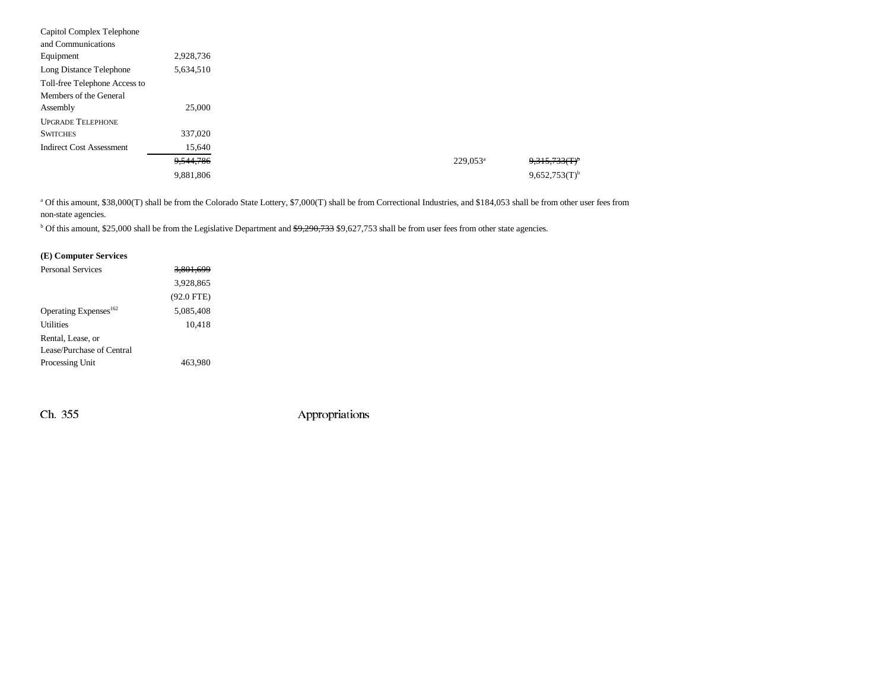| | | | | | |
|---|---|---|---|---|---|
| Capitol Complex Telephone and Communications Equipment | 2,928,736 | | | | |
| Long Distance Telephone | 5,634,510 | | | | |
| Toll-free Telephone Access to Members of the General Assembly | 25,000 | | | | |
| UPGRADE TELEPHONE SWITCHES | 337,020 | | | | |
| Indirect Cost Assessment | 15,640 | | | | |
| | ~~9,544,786~~ | | | 229,053[a] | ~~9,315,733(T)~~[b] |
| | 9,881,806 | | | | 9,652,753(T)[b] |

[a] Of this amount, $38,000(T) shall be from the Colorado State Lottery, $7,000(T) shall be from Correctional Industries, and $184,053 shall be from other user fees from non-state agencies.

[b] Of this amount, $25,000 shall be from the Legislative Department and ~~$9,290,733~~ $9,627,753 shall be from user fees from other state agencies.

**(E) Computer Services**

| | |
|---|---|
| Personal Services | ~~3,801,699~~ |
| | 3,928,865 |
| | (92.0 FTE) |
| Operating Expenses[162] | 5,085,408 |
| Utilities | 10,418 |
| Rental, Lease, or Lease/Purchase of Central Processing Unit | 463,980 |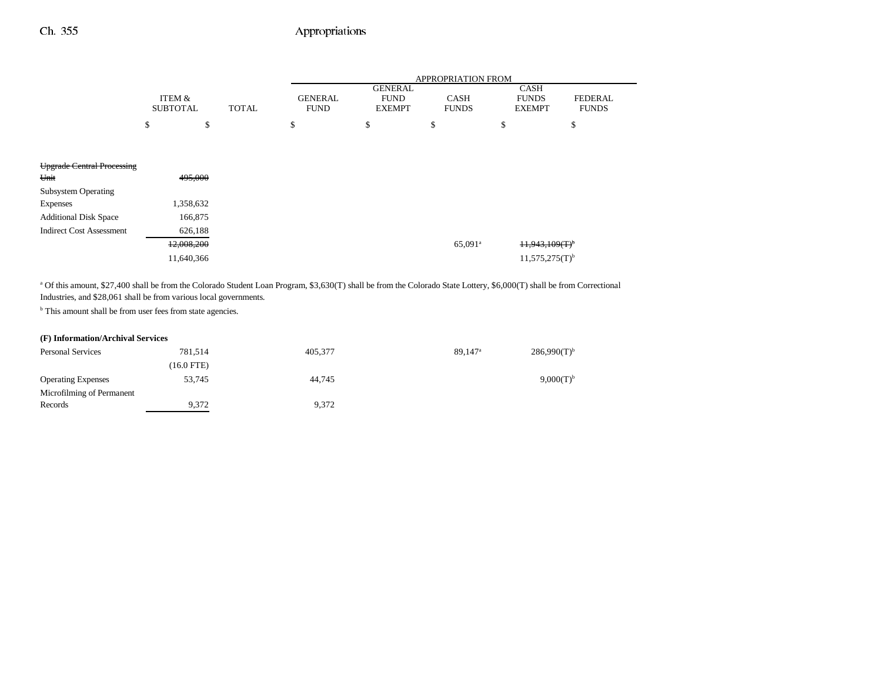| | ITEM & SUBTOTAL | TOTAL | GENERAL FUND | GENERAL FUND EXEMPT | CASH FUNDS | CASH FUNDS EXEMPT | FEDERAL FUNDS |
|---|---|---|---|---|---|---|---|
| | | | APPROPRIATION FROM | | | | |
| | $ | $ | $ | $ | $ | $ | $ |
| ~~Upgrade Central Processing Unit~~ | ~~495,000~~ | | | | | | |
| Subsystem Operating Expenses | 1,358,632 | | | | | | |
| Additional Disk Space | 166,875 | | | | | | |
| Indirect Cost Assessment | 626,188 | | | | | | |
| | ~~12,008,200~~ | | | | 65,091[a] | ~~11,943,109(T)[b]~~ | |
| | 11,640,366 | | | | | 11,575,275(T)[b] | |

[a] Of this amount, $27,400 shall be from the Colorado Student Loan Program, $3,630(T) shall be from the Colorado State Lottery, $6,000(T) shall be from Correctional Industries, and $28,061 shall be from various local governments.

[b] This amount shall be from user fees from state agencies.

| | ITEM & SUBTOTAL | TOTAL | GENERAL FUND | GENERAL FUND EXEMPT | CASH FUNDS | CASH FUNDS EXEMPT | FEDERAL FUNDS |
|---|---|---|---|---|---|---|---|
| **(F) Information/Archival Services** | | | | | | | |
| Personal Services | 781,514 | | 405,377 | | 89,147[a] | 286,990(T)[b] | |
| | (16.0 FTE) | | | | | | |
| Operating Expenses | 53,745 | | 44,745 | | | 9,000(T)[b] | |
| Microfilming of Permanent Records | 9,372 | | 9,372 | | | | |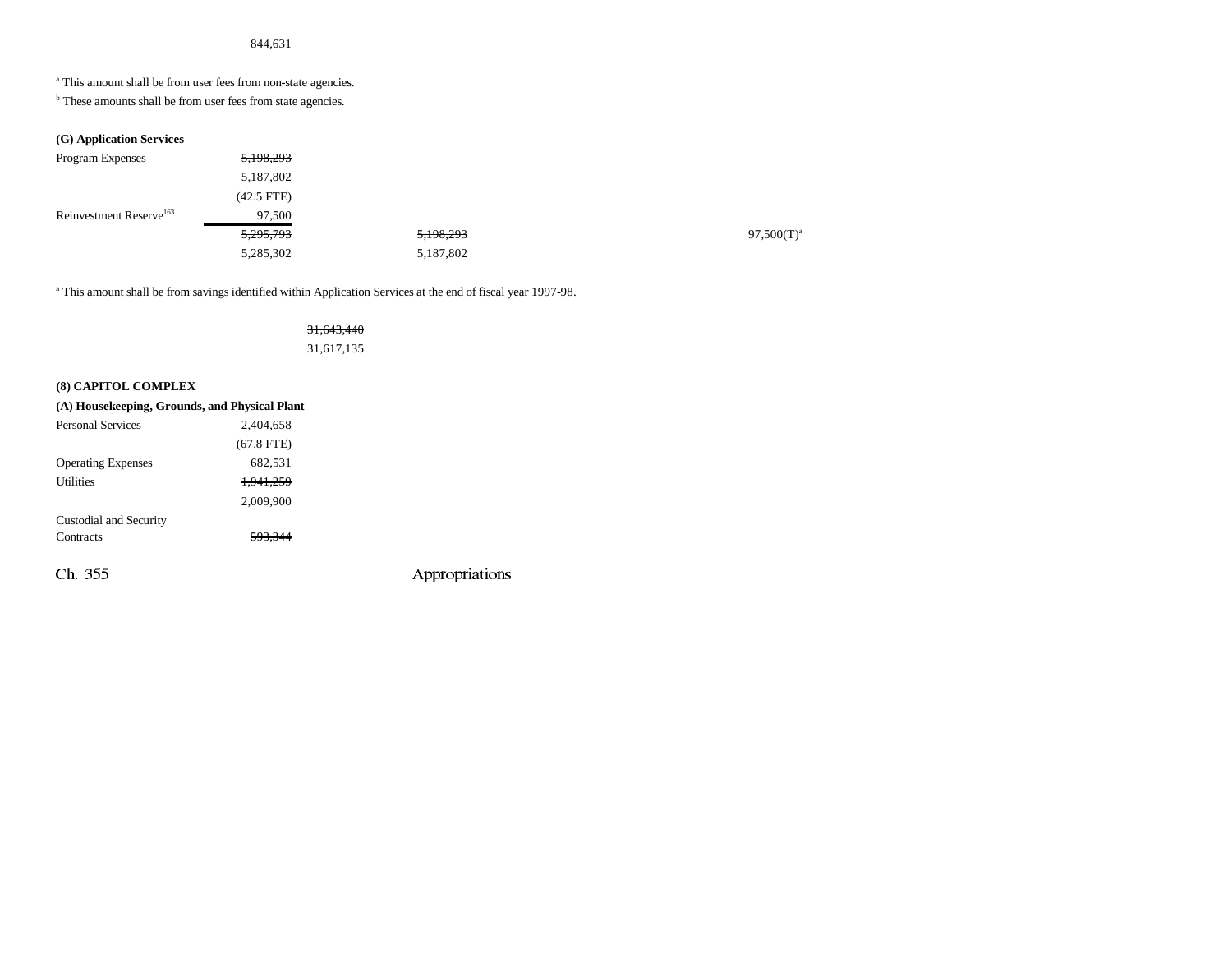844,631

[a] This amount shall be from user fees from non-state agencies.

[b] These amounts shall be from user fees from state agencies.

**(G) Application Services**

| | | | |
|---|---|---|---|
| Program Expenses | ~~5,198,293~~ | | |
| | 5,187,802 | | |
| | (42.5 FTE) | | |
| Reinvestment Reserve[163] | 97,500 | | |
| | ~~5,295,793~~ | ~~5,198,293~~ | 97,500(T)[a] |
| | 5,285,302 | 5,187,802 | |

[a] This amount shall be from savings identified within Application Services at the end of fiscal year 1997-98.

~~31,643,440~~
31,617,135

**(8) CAPITOL COMPLEX**

**(A) Housekeeping, Grounds, and Physical Plant**

| | |
|---|---|
| Personal Services | 2,404,658 |
| | (67.8 FTE) |
| Operating Expenses | 682,531 |
| Utilities | ~~1,941,259~~ |
| | 2,009,900 |
| Custodial and Security Contracts | ~~593,344~~ |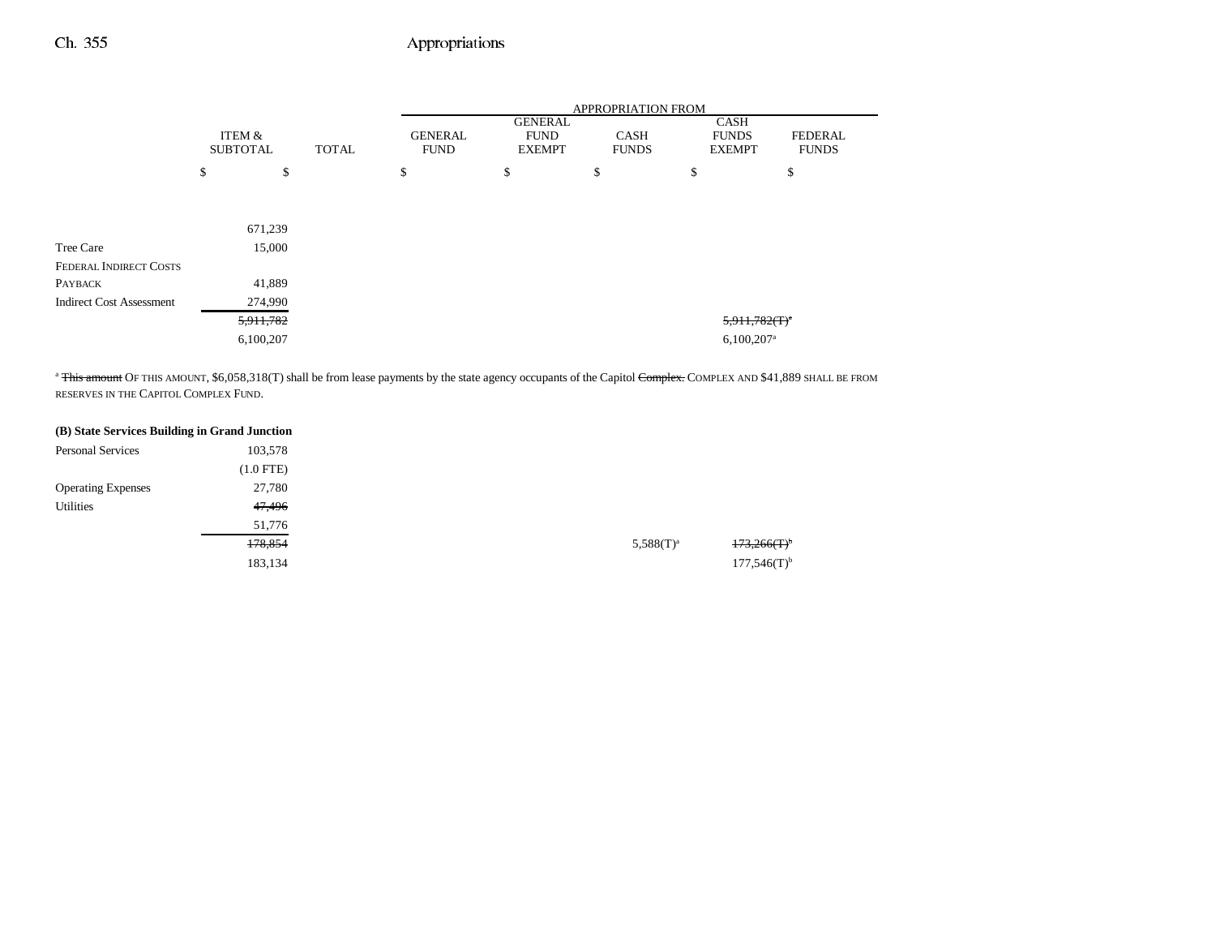| | ITEM & SUBTOTAL | TOTAL | APPROPRIATION FROM GENERAL FUND | GENERAL FUND EXEMPT | CASH FUNDS | CASH FUNDS EXEMPT | FEDERAL FUNDS |
|---|---|---|---|---|---|---|---|
| | $ | $ | $ | $ | $ | $ | $ |
| | 671,239 | | | | | | |
| Tree Care | 15,000 | | | | | | |
| FEDERAL INDIRECT COSTS PAYBACK | 41,889 | | | | | | |
| Indirect Cost Assessment | 274,990 | | | | | | |
| | ~~5,911,782~~ | | | | | ~~5,911,782(T)~~[a] | |
| | 6,100,207 | | | | | 6,100,207[a] | |

[a] ~~This amount~~ OF THIS AMOUNT, $6,058,318(T) shall be from lease payments by the state agency occupants of the Capitol ~~Complex.~~ COMPLEX AND $41,889 SHALL BE FROM RESERVES IN THE CAPITOL COMPLEX FUND.

**(B) State Services Building in Grand Junction**

| | ITEM & SUBTOTAL | TOTAL | GENERAL FUND | GENERAL FUND EXEMPT | CASH FUNDS | CASH FUNDS EXEMPT | FEDERAL FUNDS |
|---|---|---|---|---|---|---|---|
| Personal Services | 103,578 | | | | | | |
| | (1.0 FTE) | | | | | | |
| Operating Expenses | 27,780 | | | | | | |
| Utilities | ~~47,496~~ | | | | | | |
| | 51,776 | | | | | | |
| | ~~178,854~~ | | | | 5,588(T)[a] | ~~173,266(T)~~[b] | |
| | 183,134 | | | | | 177,546(T)[b] | |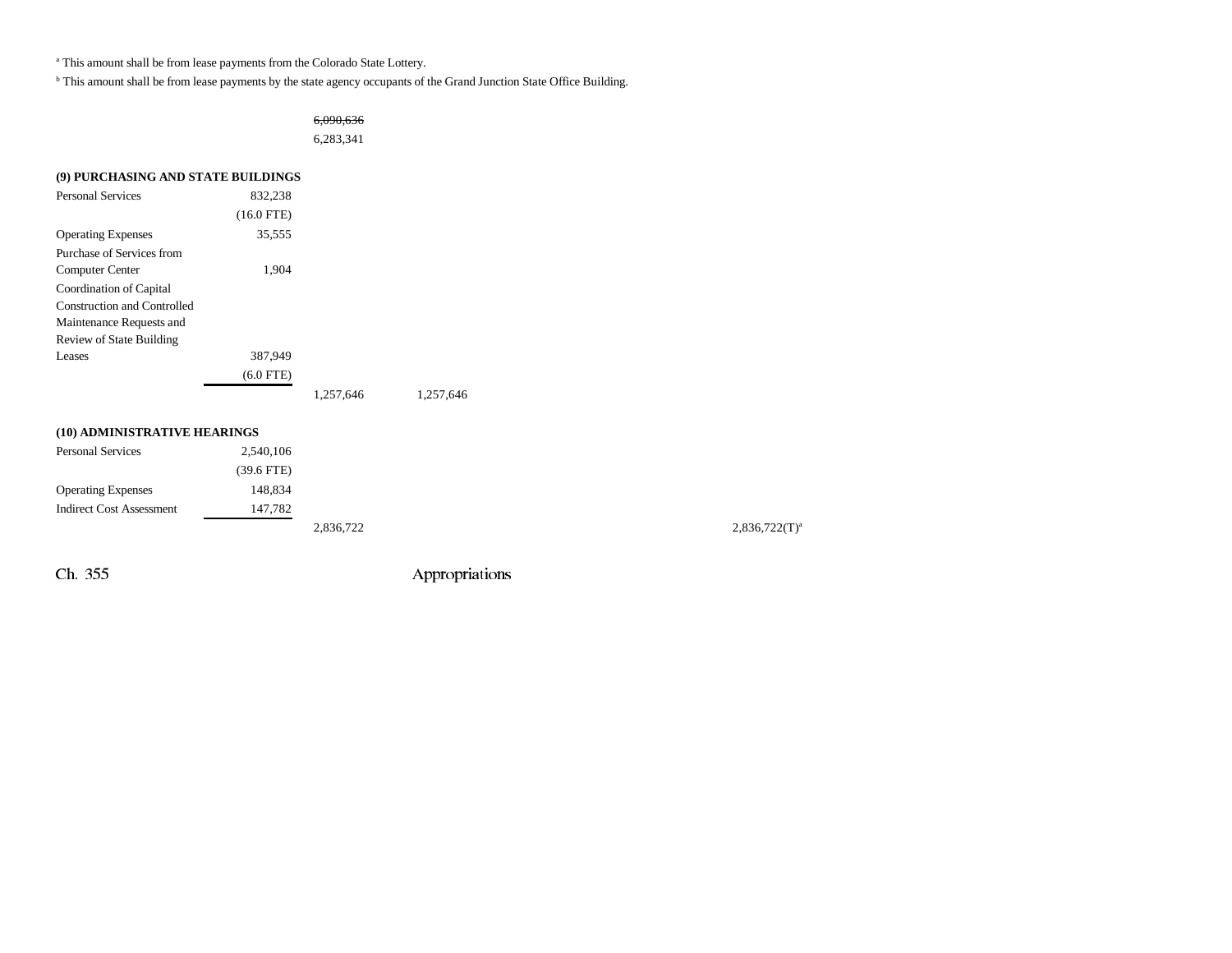[a] This amount shall be from lease payments from the Colorado State Lottery.

[b] This amount shall be from lease payments by the state agency occupants of the Grand Junction State Office Building.

| | | | | | | |
|---|---|---|---|---|---|---|
| | | ~~6,090,636~~ | | | | |
| | | 6,283,341 | | | | |
| **(9) PURCHASING AND STATE BUILDINGS** | | | | | | |
| Personal Services | 832,238 | | | | | |
| | (16.0 FTE) | | | | | |
| Operating Expenses | 35,555 | | | | | |
| Purchase of Services from Computer Center | 1,904 | | | | | |
| Coordination of Capital Construction and Controlled Maintenance Requests and Review of State Building Leases | 387,949 | | | | | |
| | (6.0 FTE) | | | | | |
| | | 1,257,646 | 1,257,646 | | | |
| **(10) ADMINISTRATIVE HEARINGS** | | | | | | |
| Personal Services | 2,540,106 | | | | | |
| | (39.6 FTE) | | | | | |
| Operating Expenses | 148,834 | | | | | |
| Indirect Cost Assessment | 147,782 | | | | | |
| | | 2,836,722 | | | | 2,836,722(T)[a] |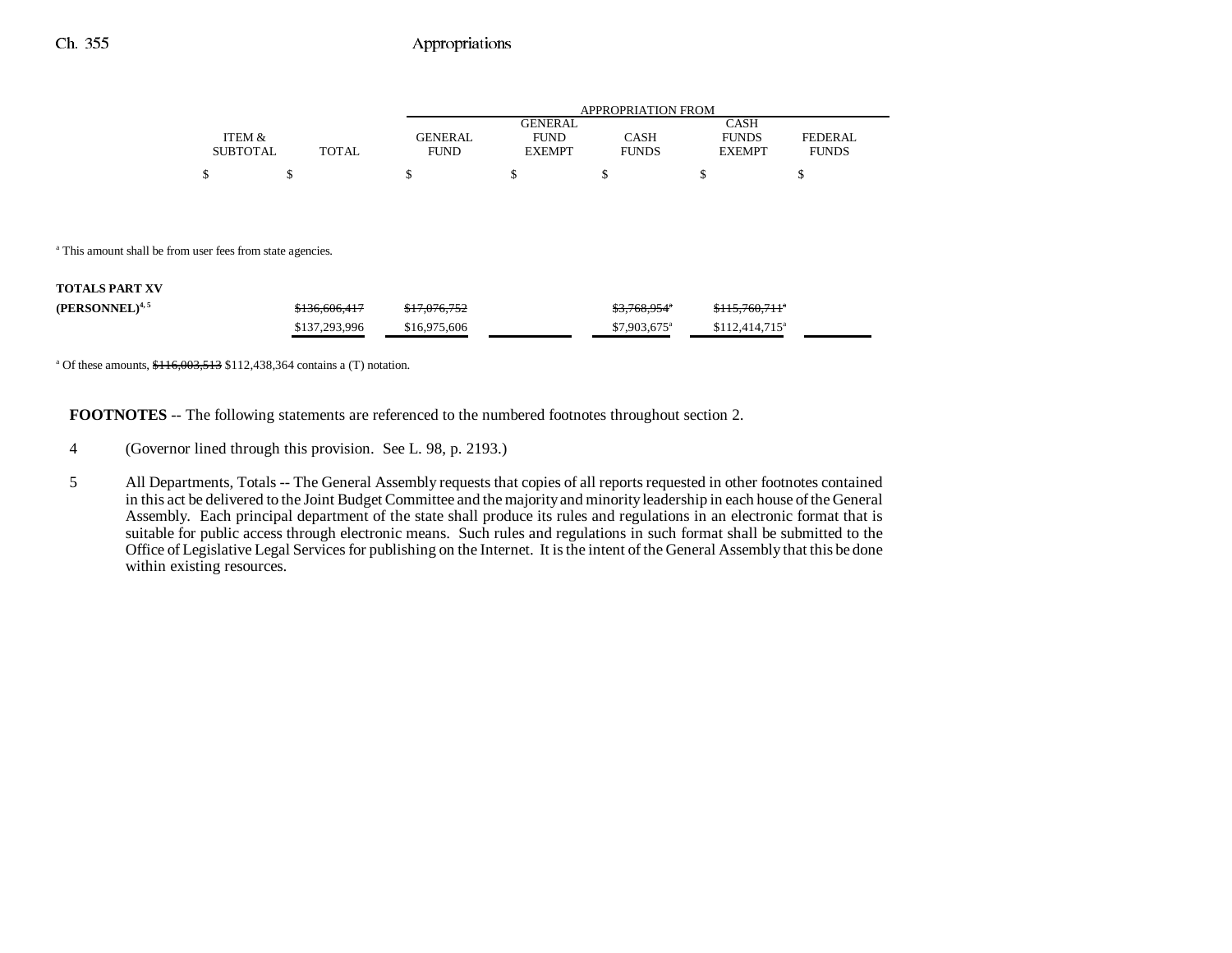| | ITEM & SUBTOTAL | TOTAL | APPROPRIATION FROM GENERAL FUND | GENERAL FUND EXEMPT | CASH FUNDS | CASH FUNDS EXEMPT | FEDERAL FUNDS |
|---|---|---|---|---|---|---|---|
| | $ | $ | $ | $ | $ | $ | $ |

[a] This amount shall be from user fees from state agencies.

| | ITEM & SUBTOTAL | TOTAL | GENERAL FUND | GENERAL FUND EXEMPT | CASH FUNDS | CASH FUNDS EXEMPT | FEDERAL FUNDS |
|---|---|---|---|---|---|---|---|
| **TOTALS PART XV (PERSONNEL)**[4, 5] | | ~~$136,606,417~~ | ~~$17,076,752~~ | | ~~$3,768,954~~[a] | ~~$115,760,711~~[a] | |
| | | $137,293,996 | $16,975,606 | | $7,903,675[a] | $112,414,715[a] | |

[a] Of these amounts, ~~$116,003,513~~ $112,438,364 contains a (T) notation.

**FOOTNOTES** -- The following statements are referenced to the numbered footnotes throughout section 2.

4 (Governor lined through this provision. See L. 98, p. 2193.)

5 All Departments, Totals -- The General Assembly requests that copies of all reports requested in other footnotes contained in this act be delivered to the Joint Budget Committee and the majority and minority leadership in each house of the General Assembly. Each principal department of the state shall produce its rules and regulations in an electronic format that is suitable for public access through electronic means. Such rules and regulations in such format shall be submitted to the Office of Legislative Legal Services for publishing on the Internet. It is the intent of the General Assembly that this be done within existing resources.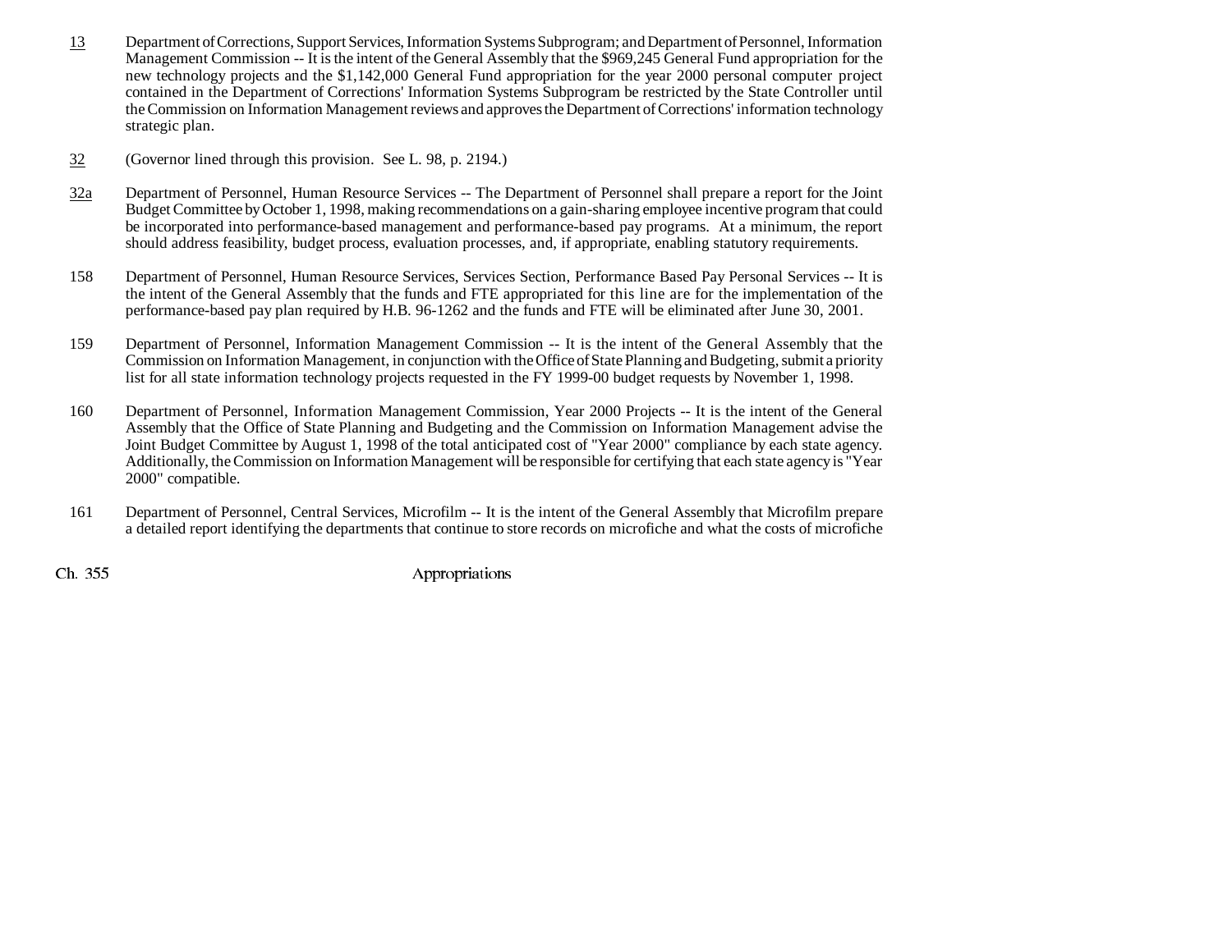13 Department of Corrections, Support Services, Information Systems Subprogram; and Department of Personnel, Information Management Commission -- It is the intent of the General Assembly that the $969,245 General Fund appropriation for the new technology projects and the $1,142,000 General Fund appropriation for the year 2000 personal computer project contained in the Department of Corrections' Information Systems Subprogram be restricted by the State Controller until the Commission on Information Management reviews and approves the Department of Corrections' information technology strategic plan.

32 (Governor lined through this provision. See L. 98, p. 2194.)

32a Department of Personnel, Human Resource Services -- The Department of Personnel shall prepare a report for the Joint Budget Committee by October 1, 1998, making recommendations on a gain-sharing employee incentive program that could be incorporated into performance-based management and performance-based pay programs. At a minimum, the report should address feasibility, budget process, evaluation processes, and, if appropriate, enabling statutory requirements.

158 Department of Personnel, Human Resource Services, Services Section, Performance Based Pay Personal Services -- It is the intent of the General Assembly that the funds and FTE appropriated for this line are for the implementation of the performance-based pay plan required by H.B. 96-1262 and the funds and FTE will be eliminated after June 30, 2001.

159 Department of Personnel, Information Management Commission -- It is the intent of the General Assembly that the Commission on Information Management, in conjunction with the Office of State Planning and Budgeting, submit a priority list for all state information technology projects requested in the FY 1999-00 budget requests by November 1, 1998.

160 Department of Personnel, Information Management Commission, Year 2000 Projects -- It is the intent of the General Assembly that the Office of State Planning and Budgeting and the Commission on Information Management advise the Joint Budget Committee by August 1, 1998 of the total anticipated cost of "Year 2000" compliance by each state agency. Additionally, the Commission on Information Management will be responsible for certifying that each state agency is "Year 2000" compatible.

161 Department of Personnel, Central Services, Microfilm -- It is the intent of the General Assembly that Microfilm prepare a detailed report identifying the departments that continue to store records on microfiche and what the costs of microfiche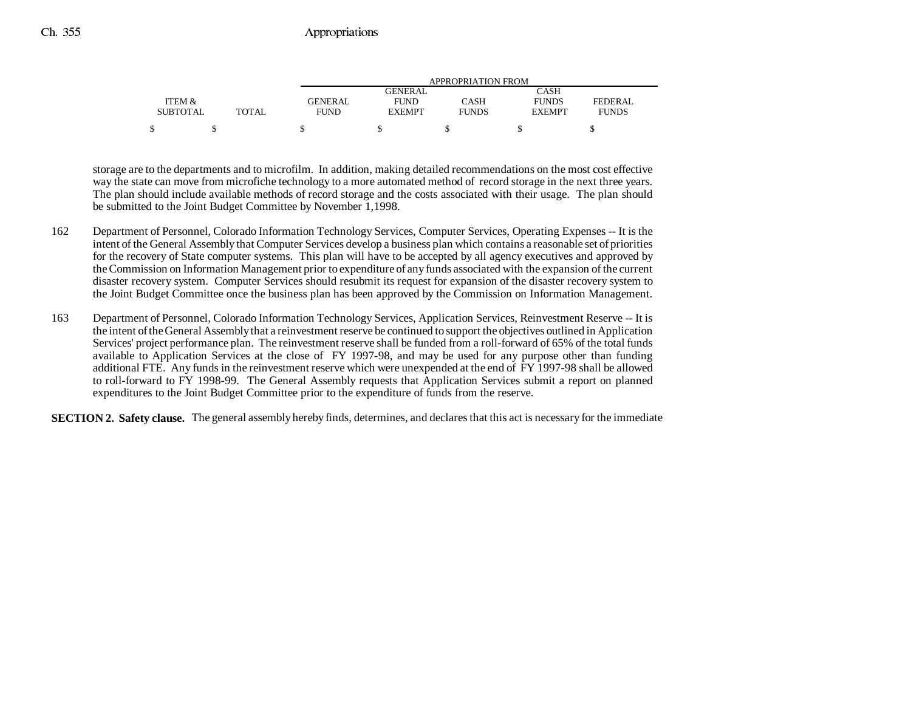| ITEM & SUBTOTAL | TOTAL | GENERAL FUND | GENERAL FUND EXEMPT | CASH FUNDS | CASH FUNDS EXEMPT | FEDERAL FUNDS |
|---|---|---|---|---|---|---|
| | | APPROPRIATION FROM | | | | |
| $ | $ | $ | $ | $ | $ | $ |

storage are to the departments and to microfilm. In addition, making detailed recommendations on the most cost effective way the state can move from microfiche technology to a more automated method of record storage in the next three years. The plan should include available methods of record storage and the costs associated with their usage. The plan should be submitted to the Joint Budget Committee by November 1,1998.

162 Department of Personnel, Colorado Information Technology Services, Computer Services, Operating Expenses -- It is the intent of the General Assembly that Computer Services develop a business plan which contains a reasonable set of priorities for the recovery of State computer systems. This plan will have to be accepted by all agency executives and approved by the Commission on Information Management prior to expenditure of any funds associated with the expansion of the current disaster recovery system. Computer Services should resubmit its request for expansion of the disaster recovery system to the Joint Budget Committee once the business plan has been approved by the Commission on Information Management.

163 Department of Personnel, Colorado Information Technology Services, Application Services, Reinvestment Reserve -- It is the intent of the General Assembly that a reinvestment reserve be continued to support the objectives outlined in Application Services' project performance plan. The reinvestment reserve shall be funded from a roll-forward of 65% of the total funds available to Application Services at the close of FY 1997-98, and may be used for any purpose other than funding additional FTE. Any funds in the reinvestment reserve which were unexpended at the end of FY 1997-98 shall be allowed to roll-forward to FY 1998-99. The General Assembly requests that Application Services submit a report on planned expenditures to the Joint Budget Committee prior to the expenditure of funds from the reserve.

**SECTION 2. Safety clause.** The general assembly hereby finds, determines, and declares that this act is necessary for the immediate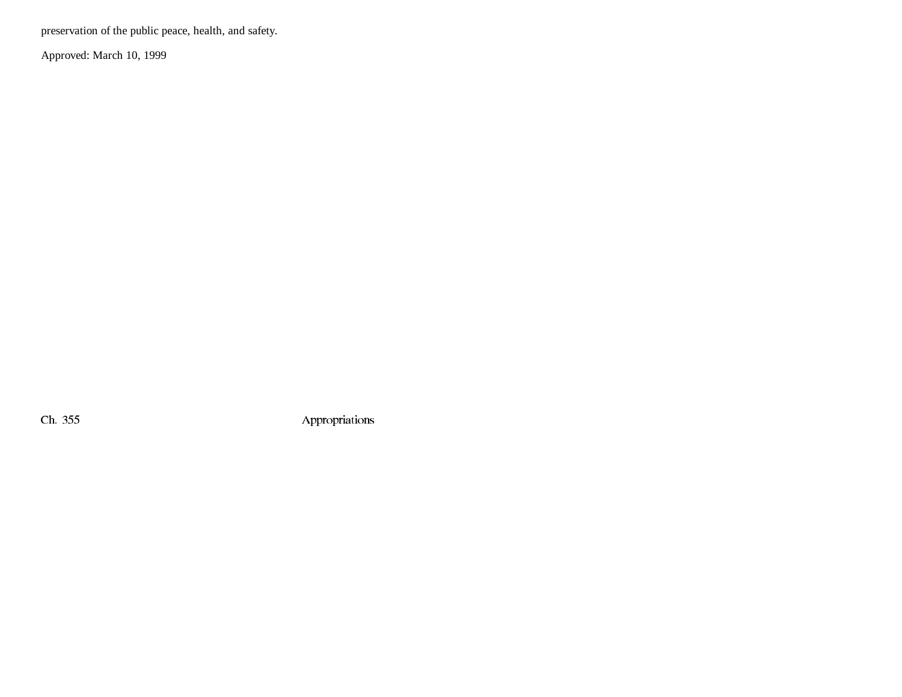preservation of the public peace, health, and safety.

Approved: March 10, 1999